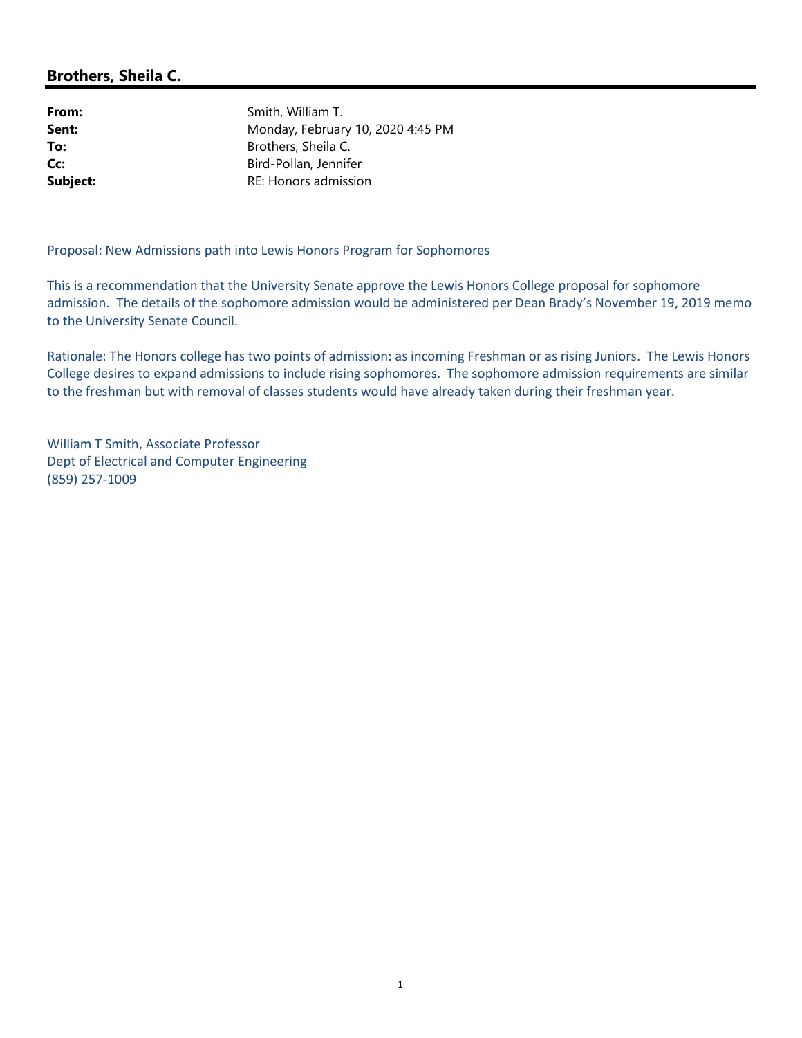## Brothers, Sheila C.

**From:** Smith, William T.
**Sent:** Monday, February 10, 2020 4:45 PM
**To:** Brothers, Sheila C.
**Cc:** Bird-Pollan, Jennifer
**Subject:** RE: Honors admission

Proposal: New Admissions path into Lewis Honors Program for Sophomores

This is a recommendation that the University Senate approve the Lewis Honors College proposal for sophomore admission. The details of the sophomore admission would be administered per Dean Brady's November 19, 2019 memo to the University Senate Council.

Rationale: The Honors college has two points of admission: as incoming Freshman or as rising Juniors. The Lewis Honors College desires to expand admissions to include rising sophomores. The sophomore admission requirements are similar to the freshman but with removal of classes students would have already taken during their freshman year.

William T Smith, Associate Professor
Dept of Electrical and Computer Engineering
(859) 257-1009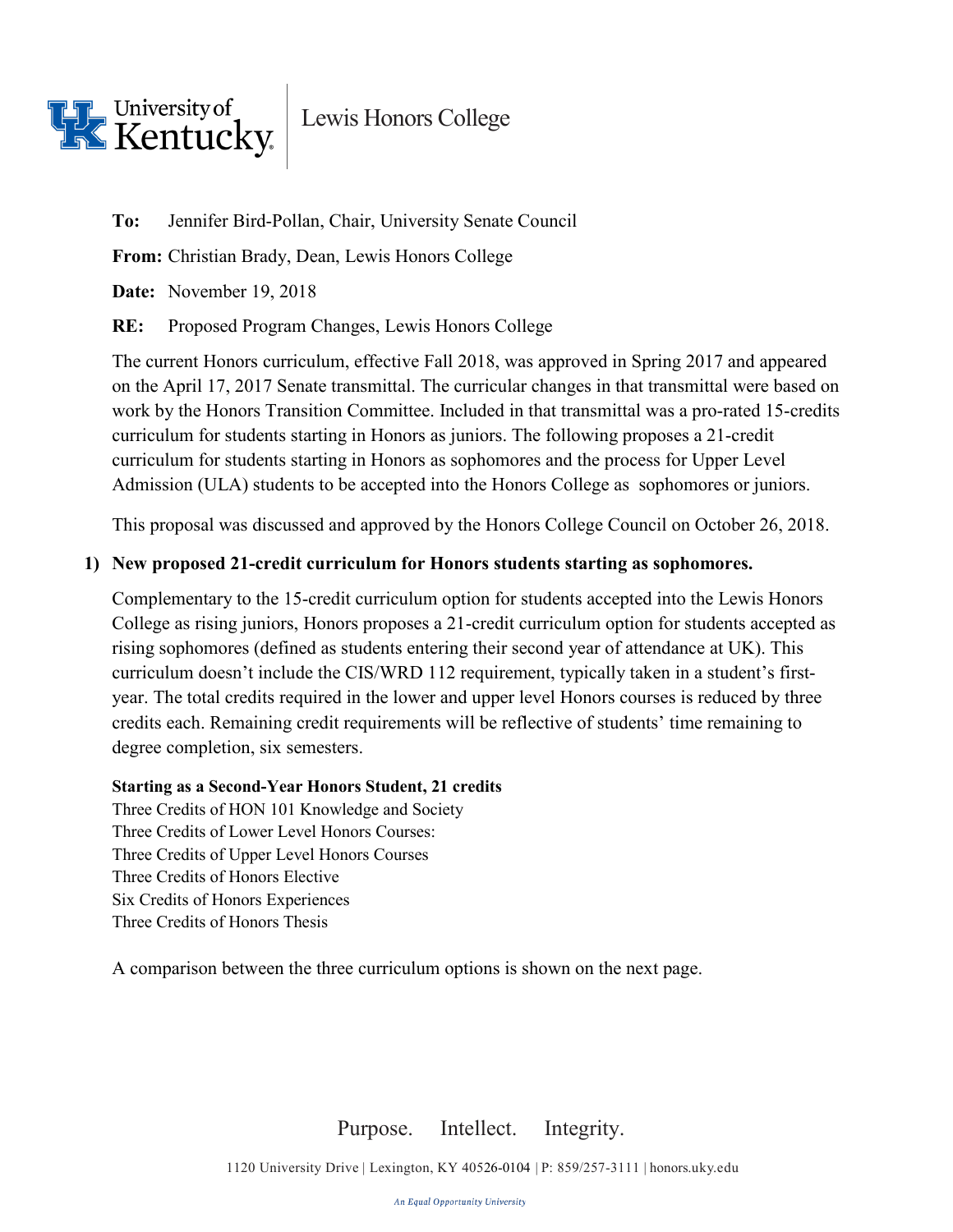**To:** Jennifer Bird-Pollan, Chair, University Senate Council

**From:** Christian Brady, Dean, Lewis Honors College

**Date:** November 19, 2018

**RE:** Proposed Program Changes, Lewis Honors College

The current Honors curriculum, effective Fall 2018, was approved in Spring 2017 and appeared on the April 17, 2017 Senate transmittal. The curricular changes in that transmittal were based on work by the Honors Transition Committee. Included in that transmittal was a pro-rated 15-credits curriculum for students starting in Honors as juniors. The following proposes a 21-credit curriculum for students starting in Honors as sophomores and the process for Upper Level Admission (ULA) students to be accepted into the Honors College as sophomores or juniors.

This proposal was discussed and approved by the Honors College Council on October 26, 2018.

1) **New proposed 21-credit curriculum for Honors students starting as sophomores.**

Complementary to the 15-credit curriculum option for students accepted into the Lewis Honors College as rising juniors, Honors proposes a 21-credit curriculum option for students accepted as rising sophomores (defined as students entering their second year of attendance at UK). This curriculum doesn't include the CIS/WRD 112 requirement, typically taken in a student's first-year. The total credits required in the lower and upper level Honors courses is reduced by three credits each. Remaining credit requirements will be reflective of students' time remaining to degree completion, six semesters.

**Starting as a Second-Year Honors Student, 21 credits**
Three Credits of HON 101 Knowledge and Society
Three Credits of Lower Level Honors Courses:
Three Credits of Upper Level Honors Courses
Three Credits of Honors Elective
Six Credits of Honors Experiences
Three Credits of Honors Thesis

A comparison between the three curriculum options is shown on the next page.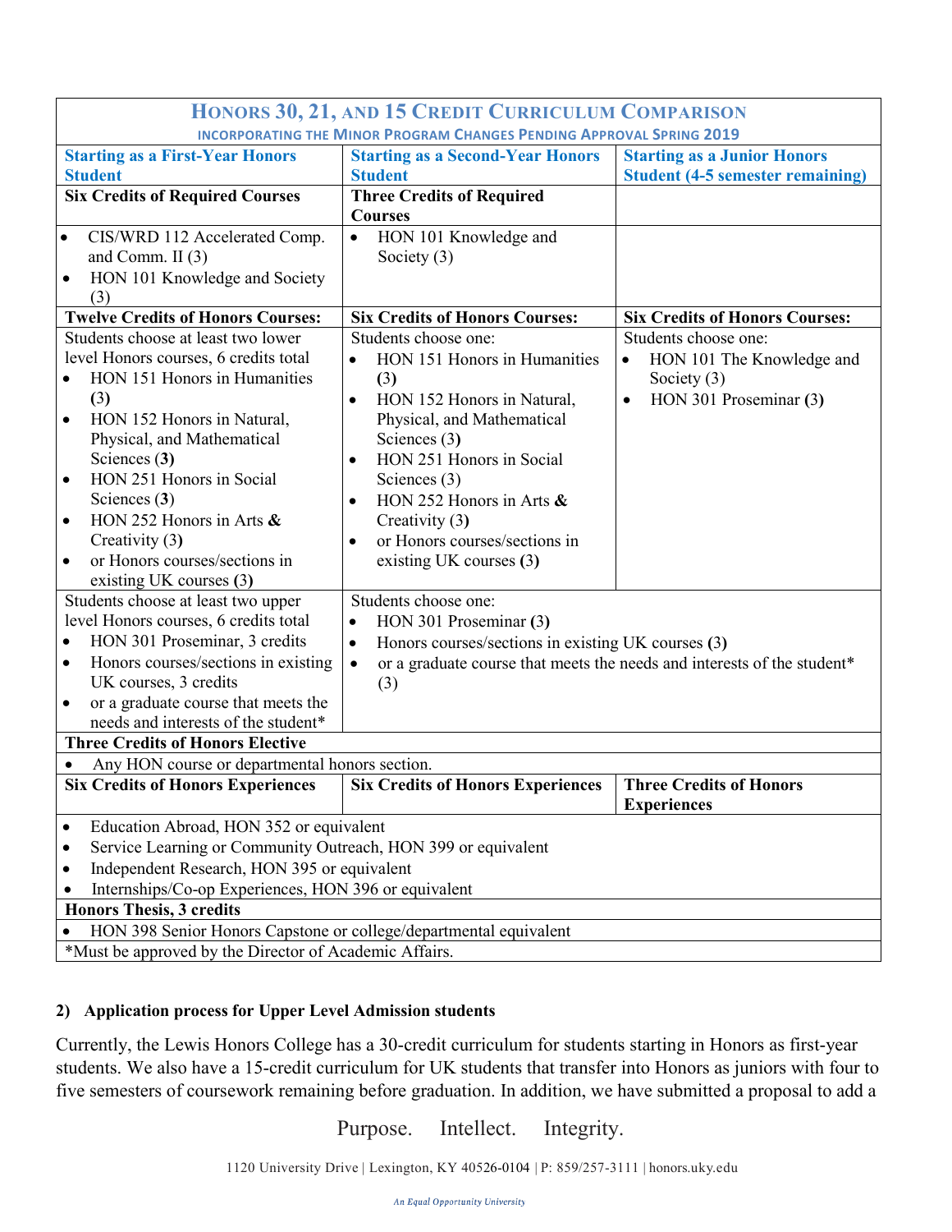| **Honors 30, 21, and 15 Credit Curriculum Comparison**<br>**Incorporating the Minor Program Changes Pending Approval Spring 2019** | | |
|---|---|---|
| **Starting as a First-Year Honors Student** | **Starting as a Second-Year Honors Student** | **Starting as a Junior Honors Student (4-5 semester remaining)** |
| **Six Credits of Required Courses** | **Three Credits of Required Courses** | |
| • CIS/WRD 112 Accelerated Comp. and Comm. II (3)<br>• HON 101 Knowledge and Society (3) | • HON 101 Knowledge and Society (3) | |
| **Twelve Credits of Honors Courses:** | **Six Credits of Honors Courses:** | **Six Credits of Honors Courses:** |
| Students choose at least two lower level Honors courses, 6 credits total<br>• HON 151 Honors in Humanities **(3)**<br>• HON 152 Honors in Natural, Physical, and Mathematical Sciences (**3)**<br>• HON 251 Honors in Social Sciences (**3)**<br>• HON 252 Honors in Arts **&** Creativity (3**)**<br>• or Honors courses/sections in existing UK courses **(3)** | Students choose one:<br>• HON 151 Honors in Humanities **(3)**<br>• HON 152 Honors in Natural, Physical, and Mathematical Sciences (3**)**<br>• HON 251 Honors in Social Sciences (3)<br>• HON 252 Honors in Arts **&** Creativity (3**)**<br>• or Honors courses/sections in existing UK courses **(3)** | Students choose one:<br>• HON 101 The Knowledge and Society (3)<br>• HON 301 Proseminar **(3)** |
| Students choose at least two upper level Honors courses, 6 credits total<br>• HON 301 Proseminar, 3 credits<br>• Honors courses/sections in existing UK courses, 3 credits<br>• or a graduate course that meets the needs and interests of the student* | Students choose one:<br>• HON 301 Proseminar **(3)**<br>• Honors courses/sections in existing UK courses **(3)**<br>• or a graduate course that meets the needs and interests of the student* (3) | |
| **Three Credits of Honors Elective** | | |
| • Any HON course or departmental honors section. | | |
| **Six Credits of Honors Experiences** | **Six Credits of Honors Experiences** | **Three Credits of Honors Experiences** |
| • Education Abroad, HON 352 or equivalent<br>• Service Learning or Community Outreach, HON 399 or equivalent<br>• Independent Research, HON 395 or equivalent<br>• Internships/Co-op Experiences, HON 396 or equivalent | | |
| **Honors Thesis, 3 credits** | | |
| • HON 398 Senior Honors Capstone or college/departmental equivalent | | |
| *Must be approved by the Director of Academic Affairs. | | |

**2) Application process for Upper Level Admission students**

Currently, the Lewis Honors College has a 30-credit curriculum for students starting in Honors as first-year students. We also have a 15-credit curriculum for UK students that transfer into Honors as juniors with four to five semesters of coursework remaining before graduation. In addition, we have submitted a proposal to add a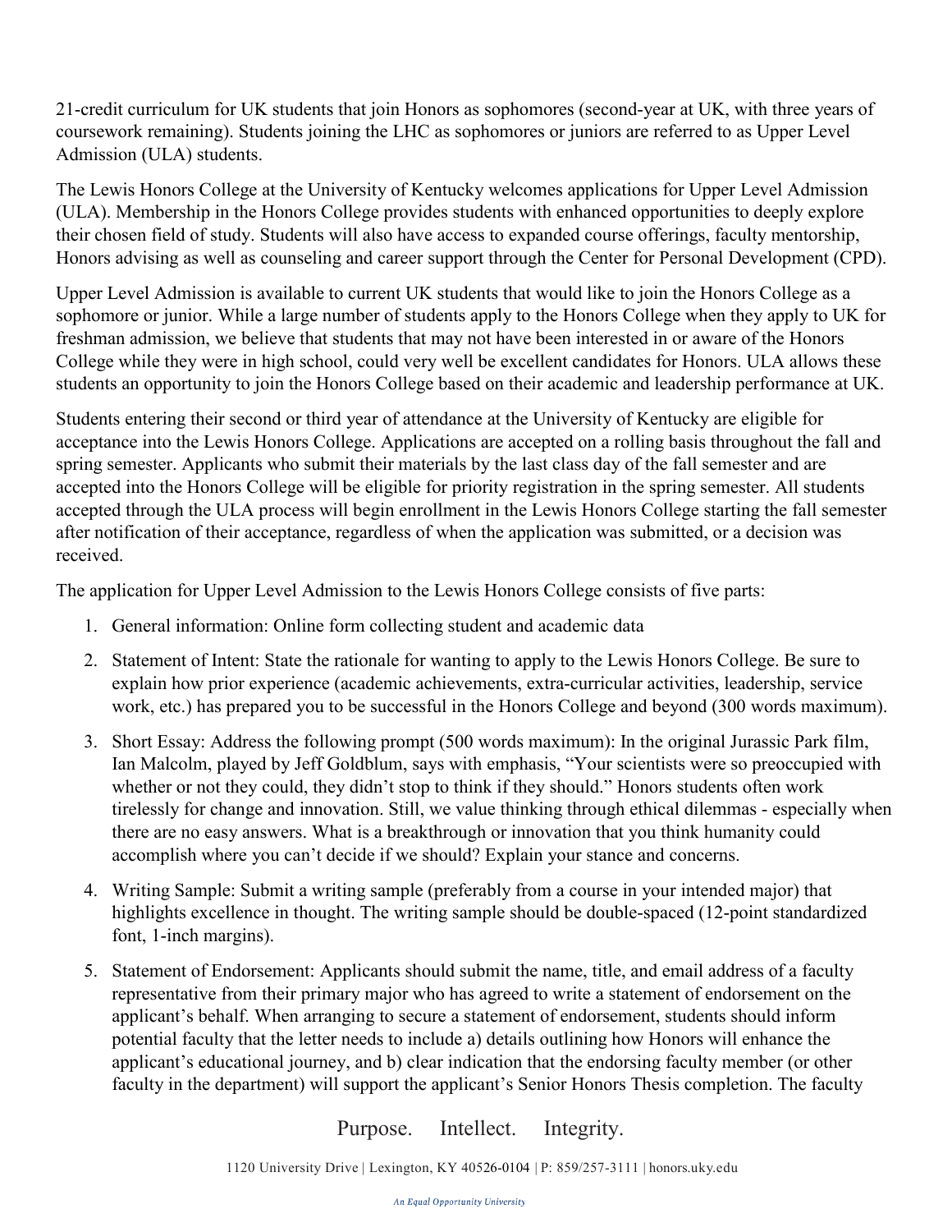21-credit curriculum for UK students that join Honors as sophomores (second-year at UK, with three years of coursework remaining). Students joining the LHC as sophomores or juniors are referred to as Upper Level Admission (ULA) students.

The Lewis Honors College at the University of Kentucky welcomes applications for Upper Level Admission (ULA). Membership in the Honors College provides students with enhanced opportunities to deeply explore their chosen field of study. Students will also have access to expanded course offerings, faculty mentorship, Honors advising as well as counseling and career support through the Center for Personal Development (CPD).

Upper Level Admission is available to current UK students that would like to join the Honors College as a sophomore or junior. While a large number of students apply to the Honors College when they apply to UK for freshman admission, we believe that students that may not have been interested in or aware of the Honors College while they were in high school, could very well be excellent candidates for Honors. ULA allows these students an opportunity to join the Honors College based on their academic and leadership performance at UK.

Students entering their second or third year of attendance at the University of Kentucky are eligible for acceptance into the Lewis Honors College. Applications are accepted on a rolling basis throughout the fall and spring semester. Applicants who submit their materials by the last class day of the fall semester and are accepted into the Honors College will be eligible for priority registration in the spring semester. All students accepted through the ULA process will begin enrollment in the Lewis Honors College starting the fall semester after notification of their acceptance, regardless of when the application was submitted, or a decision was received.

The application for Upper Level Admission to the Lewis Honors College consists of five parts:

1. General information: Online form collecting student and academic data
2. Statement of Intent: State the rationale for wanting to apply to the Lewis Honors College. Be sure to explain how prior experience (academic achievements, extra-curricular activities, leadership, service work, etc.) has prepared you to be successful in the Honors College and beyond (300 words maximum).
3. Short Essay: Address the following prompt (500 words maximum): In the original Jurassic Park film, Ian Malcolm, played by Jeff Goldblum, says with emphasis, "Your scientists were so preoccupied with whether or not they could, they didn't stop to think if they should." Honors students often work tirelessly for change and innovation. Still, we value thinking through ethical dilemmas - especially when there are no easy answers. What is a breakthrough or innovation that you think humanity could accomplish where you can't decide if we should? Explain your stance and concerns.
4. Writing Sample: Submit a writing sample (preferably from a course in your intended major) that highlights excellence in thought. The writing sample should be double-spaced (12-point standardized font, 1-inch margins).
5. Statement of Endorsement: Applicants should submit the name, title, and email address of a faculty representative from their primary major who has agreed to write a statement of endorsement on the applicant's behalf. When arranging to secure a statement of endorsement, students should inform potential faculty that the letter needs to include a) details outlining how Honors will enhance the applicant's educational journey, and b) clear indication that the endorsing faculty member (or other faculty in the department) will support the applicant's Senior Honors Thesis completion. The faculty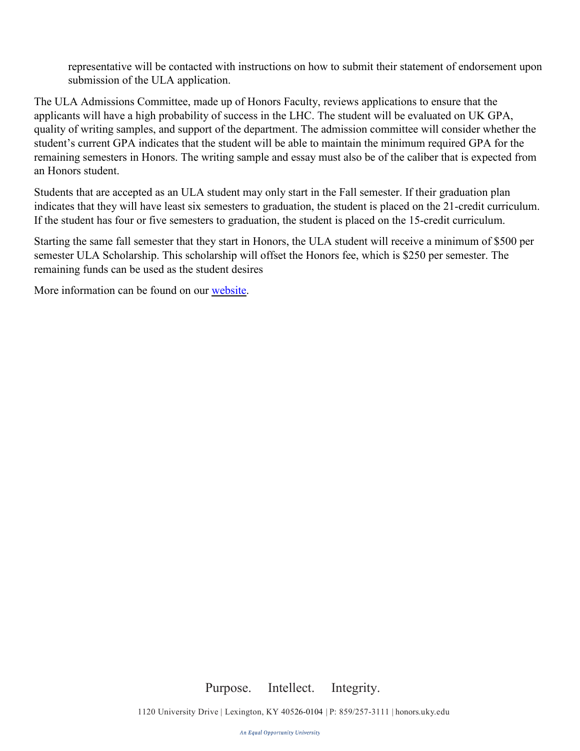representative will be contacted with instructions on how to submit their statement of endorsement upon submission of the ULA application.

The ULA Admissions Committee, made up of Honors Faculty, reviews applications to ensure that the applicants will have a high probability of success in the LHC. The student will be evaluated on UK GPA, quality of writing samples, and support of the department. The admission committee will consider whether the student's current GPA indicates that the student will be able to maintain the minimum required GPA for the remaining semesters in Honors. The writing sample and essay must also be of the caliber that is expected from an Honors student.

Students that are accepted as an ULA student may only start in the Fall semester. If their graduation plan indicates that they will have least six semesters to graduation, the student is placed on the 21-credit curriculum. If the student has four or five semesters to graduation, the student is placed on the 15-credit curriculum.

Starting the same fall semester that they start in Honors, the ULA student will receive a minimum of $500 per semester ULA Scholarship. This scholarship will offset the Honors fee, which is $250 per semester. The remaining funds can be used as the student desires

More information can be found on our [website](https://honors.uky.edu).

Purpose. Intellect. Integrity.

1120 University Drive | Lexington, KY 40526-0104 | P: 859/257-3111 | honors.uky.edu

*An Equal Opportunity University*